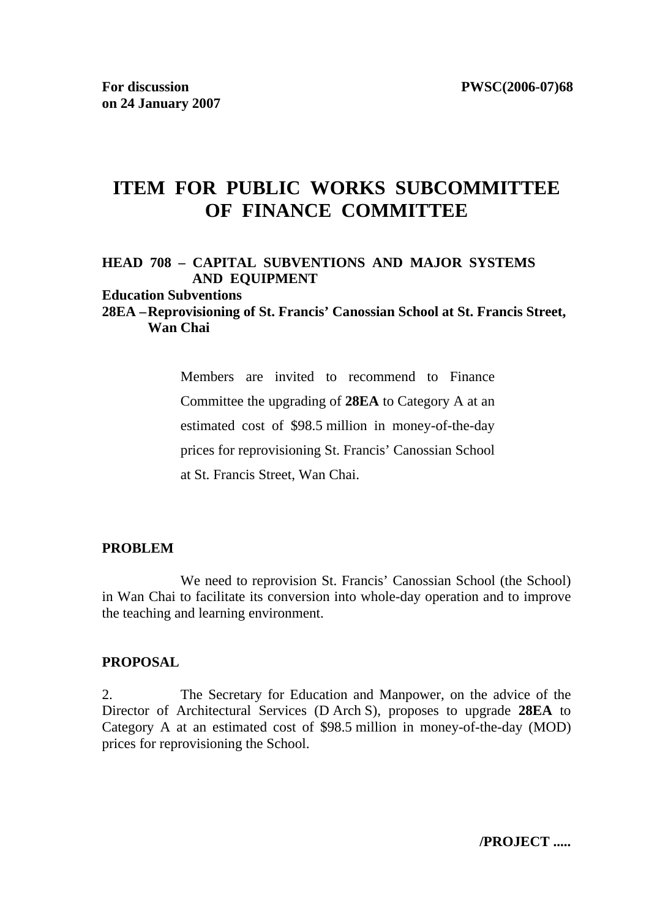**For discussion on 24 January 2007**

**PWSC(2006-07)68**

# ITEM FOR PUBLIC WORKS SUBCOMMITTEE OF FINANCE COMMITTEE

**HEAD 708 – CAPITAL SUBVENTIONS AND MAJOR SYSTEMS AND EQUIPMENT**

**Education Subventions**

**28EA – Reprovisioning of St. Francis' Canossian School at St. Francis Street, Wan Chai**

Members are invited to recommend to Finance Committee the upgrading of **28EA** to Category A at an estimated cost of $98.5 million in money-of-the-day prices for reprovisioning St. Francis' Canossian School at St. Francis Street, Wan Chai.

## PROBLEM

We need to reprovision St. Francis' Canossian School (the School) in Wan Chai to facilitate its conversion into whole-day operation and to improve the teaching and learning environment.

## PROPOSAL

2. The Secretary for Education and Manpower, on the advice of the Director of Architectural Services (D Arch S), proposes to upgrade **28EA** to Category A at an estimated cost of $98.5 million in money-of-the-day (MOD) prices for reprovisioning the School.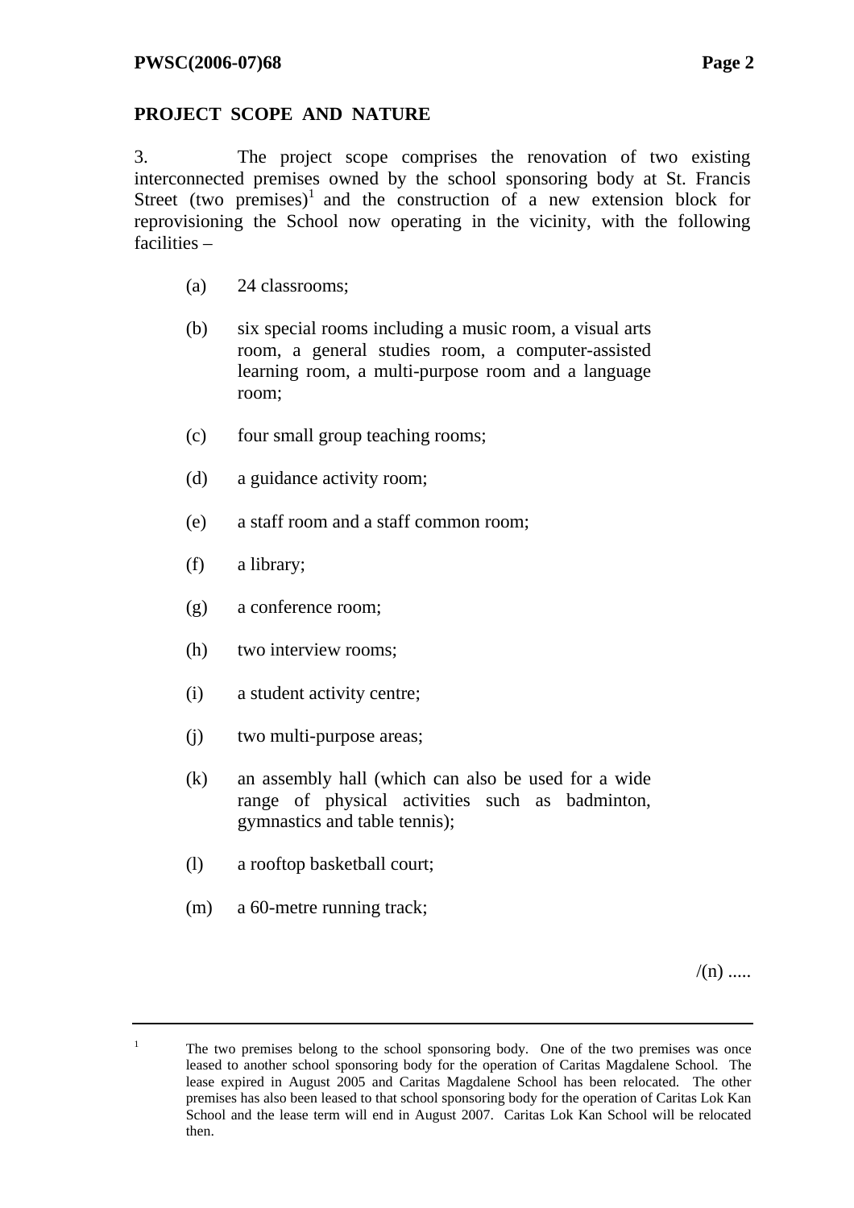## PROJECT SCOPE AND NATURE

3. The project scope comprises the renovation of two existing interconnected premises owned by the school sponsoring body at St. Francis Street (two premises)[1] and the construction of a new extension block for reprovisioning the School now operating in the vicinity, with the following facilities –

(a) 24 classrooms;

(b) six special rooms including a music room, a visual arts room, a general studies room, a computer-assisted learning room, a multi-purpose room and a language room;

(c) four small group teaching rooms;

(d) a guidance activity room;

(e) a staff room and a staff common room;

(f) a library;

(g) a conference room;

(h) two interview rooms;

(i) a student activity centre;

(j) two multi-purpose areas;

(k) an assembly hall (which can also be used for a wide range of physical activities such as badminton, gymnastics and table tennis);

(l) a rooftop basketball court;

(m) a 60-metre running track;

/(n) .....

---

[1] The two premises belong to the school sponsoring body. One of the two premises was once leased to another school sponsoring body for the operation of Caritas Magdalene School. The lease expired in August 2005 and Caritas Magdalene School has been relocated. The other premises has also been leased to that school sponsoring body for the operation of Caritas Lok Kan School and the lease term will end in August 2007. Caritas Lok Kan School will be relocated then.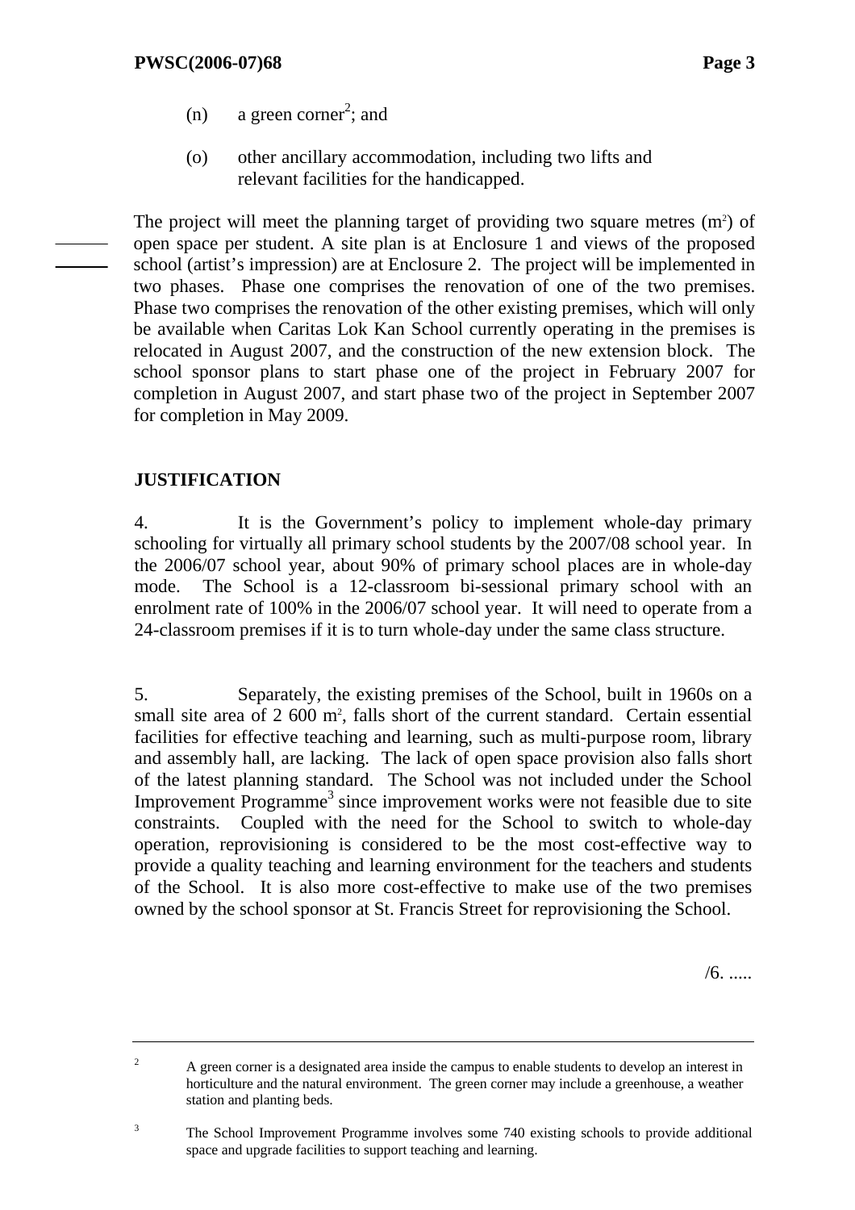(n) a green corner[2]; and

(o) other ancillary accommodation, including two lifts and relevant facilities for the handicapped.

The project will meet the planning target of providing two square metres ($m^2$) of open space per student. A site plan is at Enclosure 1 and views of the proposed school (artist's impression) are at Enclosure 2. The project will be implemented in two phases. Phase one comprises the renovation of one of the two premises. Phase two comprises the renovation of the other existing premises, which will only be available when Caritas Lok Kan School currently operating in the premises is relocated in August 2007, and the construction of the new extension block. The school sponsor plans to start phase one of the project in February 2007 for completion in August 2007, and start phase two of the project in September 2007 for completion in May 2009.

## JUSTIFICATION

4. It is the Government's policy to implement whole-day primary schooling for virtually all primary school students by the 2007/08 school year. In the 2006/07 school year, about 90% of primary school places are in whole-day mode. The School is a 12-classroom bi-sessional primary school with an enrolment rate of 100% in the 2006/07 school year. It will need to operate from a 24-classroom premises if it is to turn whole-day under the same class structure.

5. Separately, the existing premises of the School, built in 1960s on a small site area of 2 600 $m^2$, falls short of the current standard. Certain essential facilities for effective teaching and learning, such as multi-purpose room, library and assembly hall, are lacking. The lack of open space provision also falls short of the latest planning standard. The School was not included under the School Improvement Programme[3] since improvement works were not feasible due to site constraints. Coupled with the need for the School to switch to whole-day operation, reprovisioning is considered to be the most cost-effective way to provide a quality teaching and learning environment for the teachers and students of the School. It is also more cost-effective to make use of the two premises owned by the school sponsor at St. Francis Street for reprovisioning the School.

/6. .....

---

2 A green corner is a designated area inside the campus to enable students to develop an interest in horticulture and the natural environment. The green corner may include a greenhouse, a weather station and planting beds.

3 The School Improvement Programme involves some 740 existing schools to provide additional space and upgrade facilities to support teaching and learning.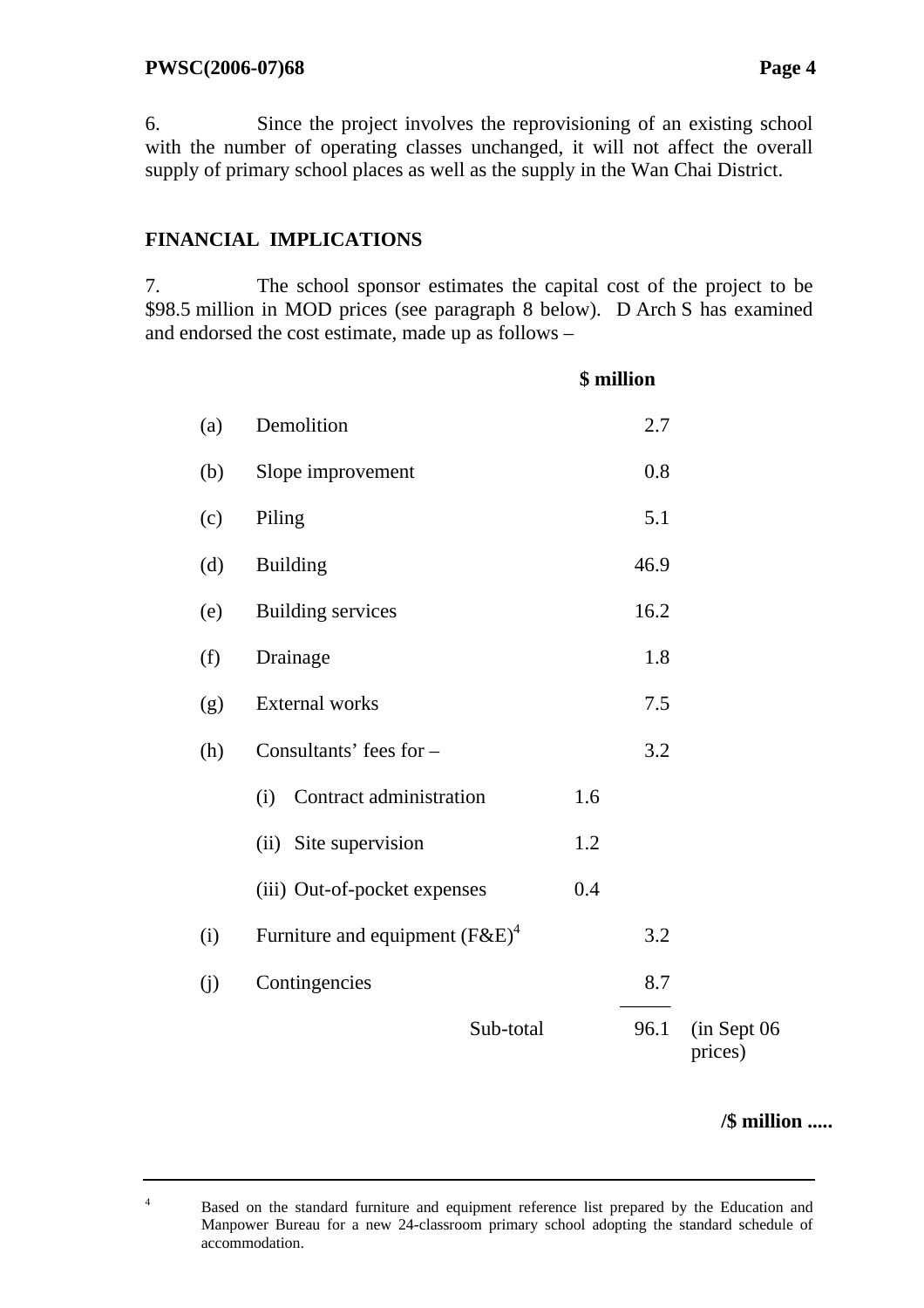6. Since the project involves the reprovisioning of an existing school with the number of operating classes unchanged, it will not affect the overall supply of primary school places as well as the supply in the Wan Chai District.

## FINANCIAL IMPLICATIONS

7. The school sponsor estimates the capital cost of the project to be $98.5 million in MOD prices (see paragraph 8 below). D Arch S has examined and endorsed the cost estimate, made up as follows –

| | | | $ million | |
|---|---|---|---|---|
| (a) | Demolition | | 2.7 | |
| (b) | Slope improvement | | 0.8 | |
| (c) | Piling | | 5.1 | |
| (d) | Building | | 46.9 | |
| (e) | Building services | | 16.2 | |
| (f) | Drainage | | 1.8 | |
| (g) | External works | | 7.5 | |
| (h) | Consultants' fees for – | | 3.2 | |
| | (i) Contract administration | 1.6 | | |
| | (ii) Site supervision | 1.2 | | |
| | (iii) Out-of-pocket expenses | 0.4 | | |
| (i) | Furniture and equipment (F&E)[4] | | 3.2 | |
| (j) | Contingencies | | 8.7 | |
| | Sub-total | | 96.1 | (in Sept 06 prices) |

/$ million .....

[4] Based on the standard furniture and equipment reference list prepared by the Education and Manpower Bureau for a new 24-classroom primary school adopting the standard schedule of accommodation.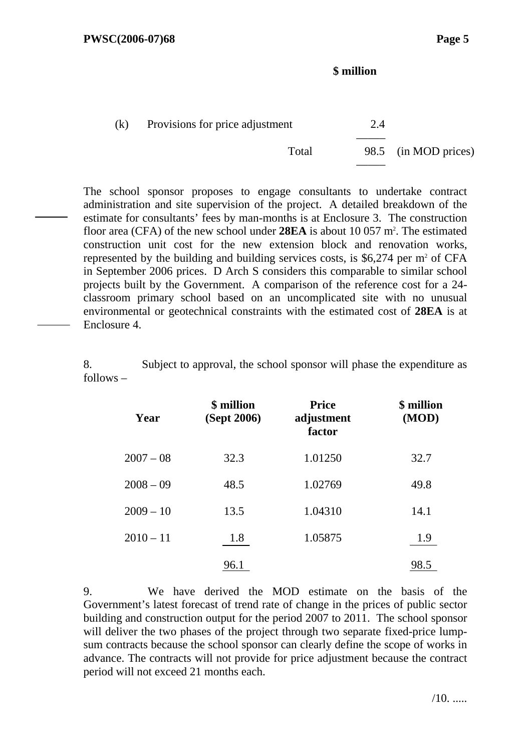| | | $ million | |
|---|---|---|---|
| (k) | Provisions for price adjustment | 2.4 | |
| | Total | 98.5 | (in MOD prices) |

The school sponsor proposes to engage consultants to undertake contract administration and site supervision of the project. A detailed breakdown of the estimate for consultants' fees by man-months is at Enclosure 3. The construction floor area (CFA) of the new school under **28EA** is about 10 057 $m^2$. The estimated construction unit cost for the new extension block and renovation works, represented by the building and building services costs, is $6,274 per $m^2$ of CFA in September 2006 prices. D Arch S considers this comparable to similar school projects built by the Government. A comparison of the reference cost for a 24-classroom primary school based on an uncomplicated site with no unusual environmental or geotechnical constraints with the estimated cost of **28EA** is at Enclosure 4.

8. Subject to approval, the school sponsor will phase the expenditure as follows –

| Year | $ million (Sept 2006) | Price adjustment factor | $ million (MOD) |
|---|---|---|---|
| 2007 – 08 | 32.3 | 1.01250 | 32.7 |
| 2008 – 09 | 48.5 | 1.02769 | 49.8 |
| 2009 – 10 | 13.5 | 1.04310 | 14.1 |
| 2010 – 11 | 1.8 | 1.05875 | 1.9 |
| | 96.1 | | 98.5 |

9. We have derived the MOD estimate on the basis of the Government's latest forecast of trend rate of change in the prices of public sector building and construction output for the period 2007 to 2011. The school sponsor will deliver the two phases of the project through two separate fixed-price lump-sum contracts because the school sponsor can clearly define the scope of works in advance. The contracts will not provide for price adjustment because the contract period will not exceed 21 months each.

/10. .....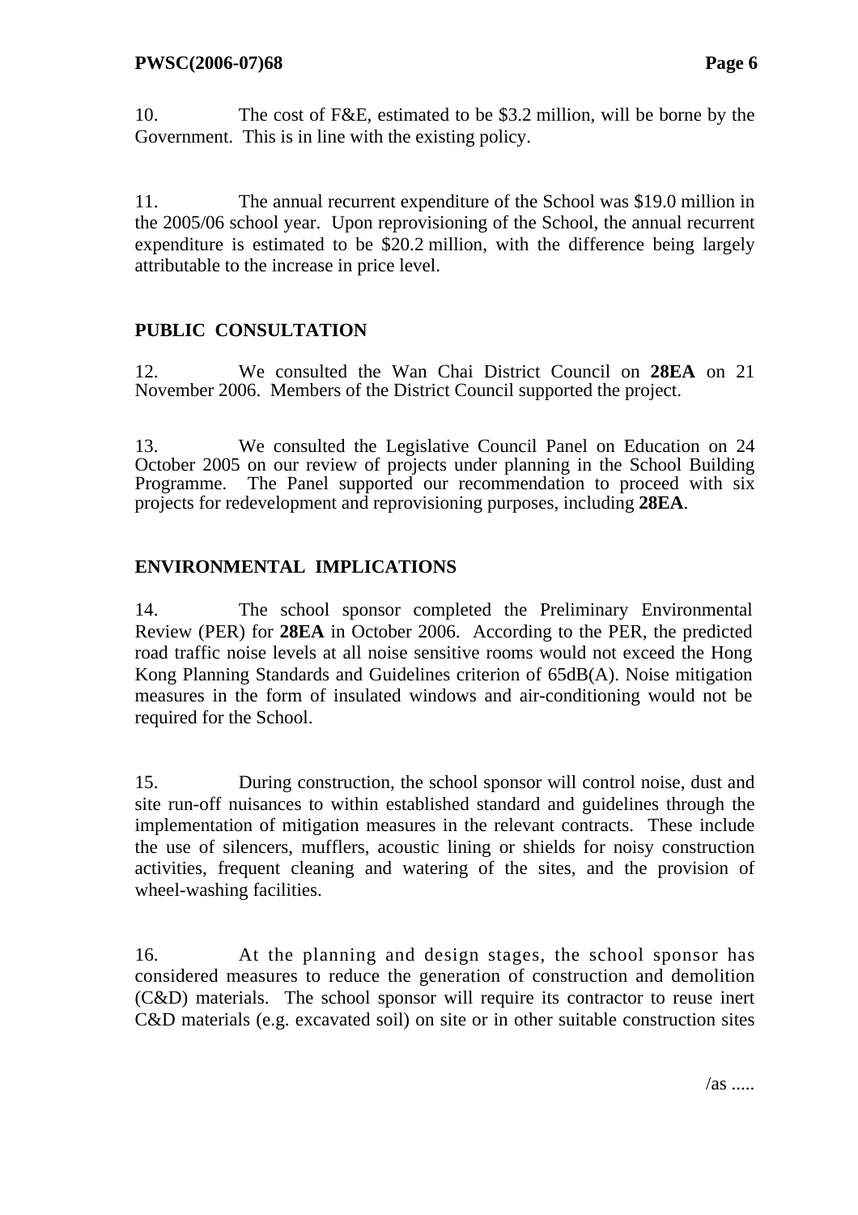10. The cost of F&E, estimated to be $3.2 million, will be borne by the Government. This is in line with the existing policy.

11. The annual recurrent expenditure of the School was $19.0 million in the 2005/06 school year. Upon reprovisioning of the School, the annual recurrent expenditure is estimated to be $20.2 million, with the difference being largely attributable to the increase in price level.

## PUBLIC CONSULTATION

12. We consulted the Wan Chai District Council on **28EA** on 21 November 2006. Members of the District Council supported the project.

13. We consulted the Legislative Council Panel on Education on 24 October 2005 on our review of projects under planning in the School Building Programme. The Panel supported our recommendation to proceed with six projects for redevelopment and reprovisioning purposes, including **28EA**.

## ENVIRONMENTAL IMPLICATIONS

14. The school sponsor completed the Preliminary Environmental Review (PER) for **28EA** in October 2006. According to the PER, the predicted road traffic noise levels at all noise sensitive rooms would not exceed the Hong Kong Planning Standards and Guidelines criterion of 65dB(A). Noise mitigation measures in the form of insulated windows and air-conditioning would not be required for the School.

15. During construction, the school sponsor will control noise, dust and site run-off nuisances to within established standard and guidelines through the implementation of mitigation measures in the relevant contracts. These include the use of silencers, mufflers, acoustic lining or shields for noisy construction activities, frequent cleaning and watering of the sites, and the provision of wheel-washing facilities.

16. At the planning and design stages, the school sponsor has considered measures to reduce the generation of construction and demolition (C&D) materials. The school sponsor will require its contractor to reuse inert C&D materials (e.g. excavated soil) on site or in other suitable construction sites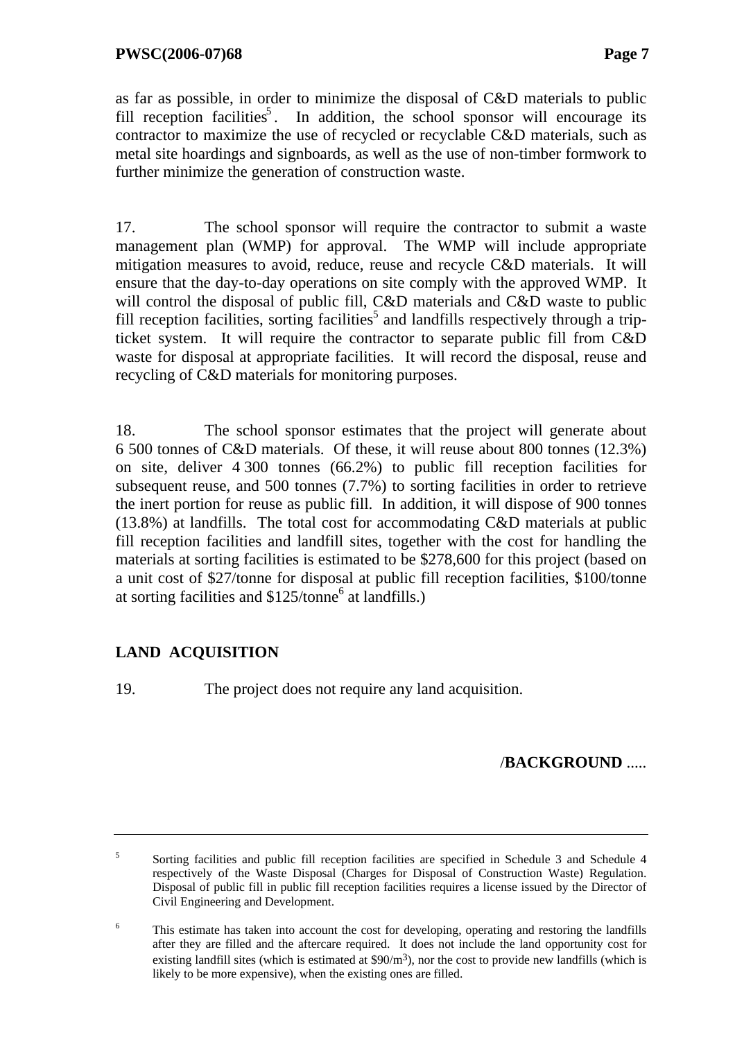as far as possible, in order to minimize the disposal of C&D materials to public fill reception facilities[5]. In addition, the school sponsor will encourage its contractor to maximize the use of recycled or recyclable C&D materials, such as metal site hoardings and signboards, as well as the use of non-timber formwork to further minimize the generation of construction waste.

17. The school sponsor will require the contractor to submit a waste management plan (WMP) for approval. The WMP will include appropriate mitigation measures to avoid, reduce, reuse and recycle C&D materials. It will ensure that the day-to-day operations on site comply with the approved WMP. It will control the disposal of public fill, C&D materials and C&D waste to public fill reception facilities, sorting facilities[5] and landfills respectively through a trip-ticket system. It will require the contractor to separate public fill from C&D waste for disposal at appropriate facilities. It will record the disposal, reuse and recycling of C&D materials for monitoring purposes.

18. The school sponsor estimates that the project will generate about 6 500 tonnes of C&D materials. Of these, it will reuse about 800 tonnes (12.3%) on site, deliver 4 300 tonnes (66.2%) to public fill reception facilities for subsequent reuse, and 500 tonnes (7.7%) to sorting facilities in order to retrieve the inert portion for reuse as public fill. In addition, it will dispose of 900 tonnes (13.8%) at landfills. The total cost for accommodating C&D materials at public fill reception facilities and landfill sites, together with the cost for handling the materials at sorting facilities is estimated to be $278,600 for this project (based on a unit cost of $27/tonne for disposal at public fill reception facilities, $100/tonne at sorting facilities and $125/tonne[6] at landfills.)

## LAND ACQUISITION

19. The project does not require any land acquisition.

/**BACKGROUND** .....

---

[5] Sorting facilities and public fill reception facilities are specified in Schedule 3 and Schedule 4 respectively of the Waste Disposal (Charges for Disposal of Construction Waste) Regulation. Disposal of public fill in public fill reception facilities requires a license issued by the Director of Civil Engineering and Development.

[6] This estimate has taken into account the cost for developing, operating and restoring the landfills after they are filled and the aftercare required. It does not include the land opportunity cost for existing landfill sites (which is estimated at $90/m$^3$), nor the cost to provide new landfills (which is likely to be more expensive), when the existing ones are filled.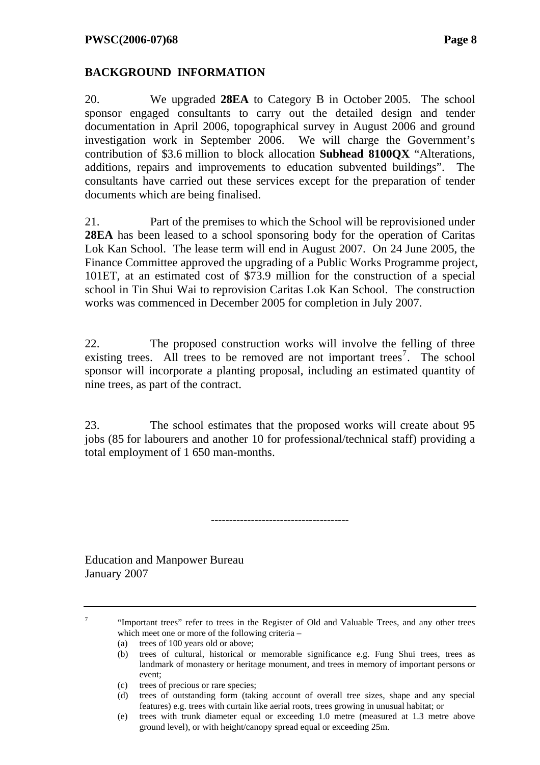**BACKGROUND INFORMATION**

20. We upgraded **28EA** to Category B in October 2005. The school sponsor engaged consultants to carry out the detailed design and tender documentation in April 2006, topographical survey in August 2006 and ground investigation work in September 2006. We will charge the Government's contribution of $3.6 million to block allocation **Subhead 8100QX** "Alterations, additions, repairs and improvements to education subvented buildings". The consultants have carried out these services except for the preparation of tender documents which are being finalised.

21. Part of the premises to which the School will be reprovisioned under **28EA** has been leased to a school sponsoring body for the operation of Caritas Lok Kan School. The lease term will end in August 2007. On 24 June 2005, the Finance Committee approved the upgrading of a Public Works Programme project, 101ET, at an estimated cost of $73.9 million for the construction of a special school in Tin Shui Wai to reprovision Caritas Lok Kan School. The construction works was commenced in December 2005 for completion in July 2007.

22. The proposed construction works will involve the felling of three existing trees. All trees to be removed are not important trees[7]. The school sponsor will incorporate a planting proposal, including an estimated quantity of nine trees, as part of the contract.

23. The school estimates that the proposed works will create about 95 jobs (85 for labourers and another 10 for professional/technical staff) providing a total employment of 1 650 man-months.

\-------------------------------------

Education and Manpower Bureau
January 2007

---

[7] "Important trees" refer to trees in the Register of Old and Valuable Trees, and any other trees which meet one or more of the following criteria –

(a) trees of 100 years old or above;

(b) trees of cultural, historical or memorable significance e.g. Fung Shui trees, trees as landmark of monastery or heritage monument, and trees in memory of important persons or event;

(c) trees of precious or rare species;

(d) trees of outstanding form (taking account of overall tree sizes, shape and any special features) e.g. trees with curtain like aerial roots, trees growing in unusual habitat; or

(e) trees with trunk diameter equal or exceeding 1.0 metre (measured at 1.3 metre above ground level), or with height/canopy spread equal or exceeding 25m.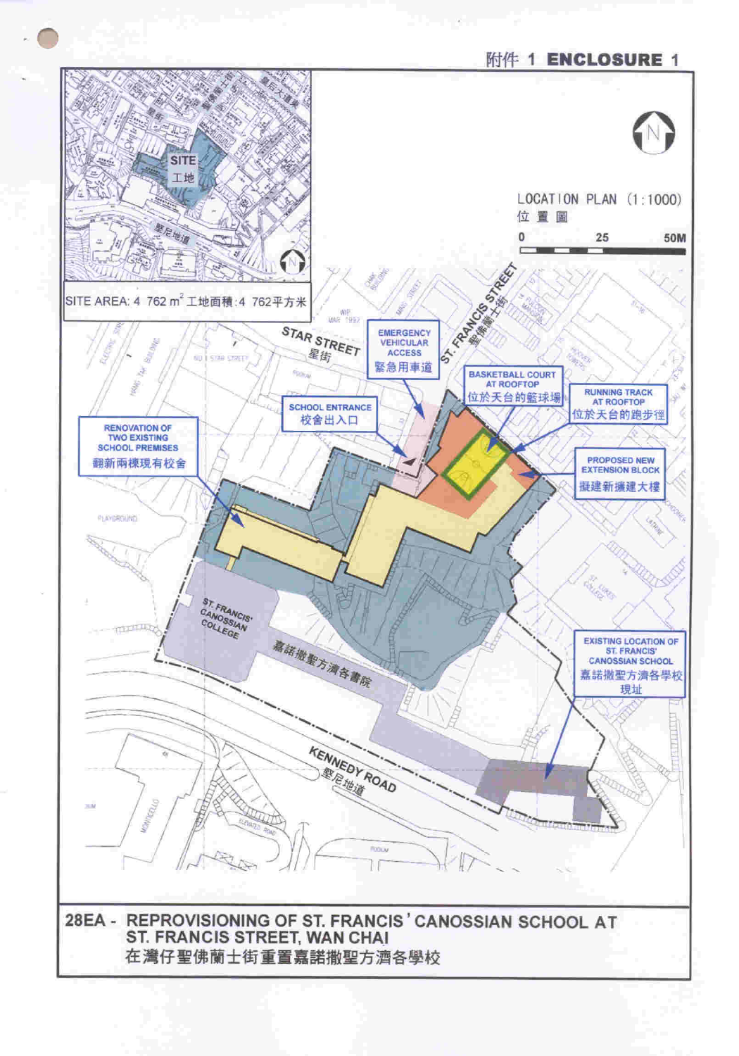附件 1 **ENCLOSURE 1**

LOCATION PLAN (1:1000)
位 置 圖

0 25 50M

SITE AREA: 4 762 m² 工地面積：4 762平方米

STAR STREET 星街

ST. FRANCIS STREET 聖佛蘭士街

EMERGENCY VEHICULAR ACCESS 緊急用車道

SCHOOL ENTRANCE 校舍出入口

BASKETBALL COURT AT ROOFTOP 位於天台的籃球場

RUNNING TRACK AT ROOFTOP 位於天台的跑步徑

RENOVATION OF TWO EXISTING SCHOOL PREMISES 翻新兩棟現有校舍

PROPOSED NEW EXTENSION BLOCK 擬建新擴建大樓

ST. FRANCIS' CANOSSIAN COLLEGE 嘉諾撒聖方濟各書院

EXISTING LOCATION OF ST. FRANCIS' CANOSSIAN SCHOOL 嘉諾撒聖方濟各學校現址

KENNEDY ROAD 堅尼地道

**28EA - REPROVISIONING OF ST. FRANCIS' CANOSSIAN SCHOOL AT ST. FRANCIS STREET, WAN CHAI**
**在灣仔聖佛蘭士街重置嘉諾撒聖方濟各學校**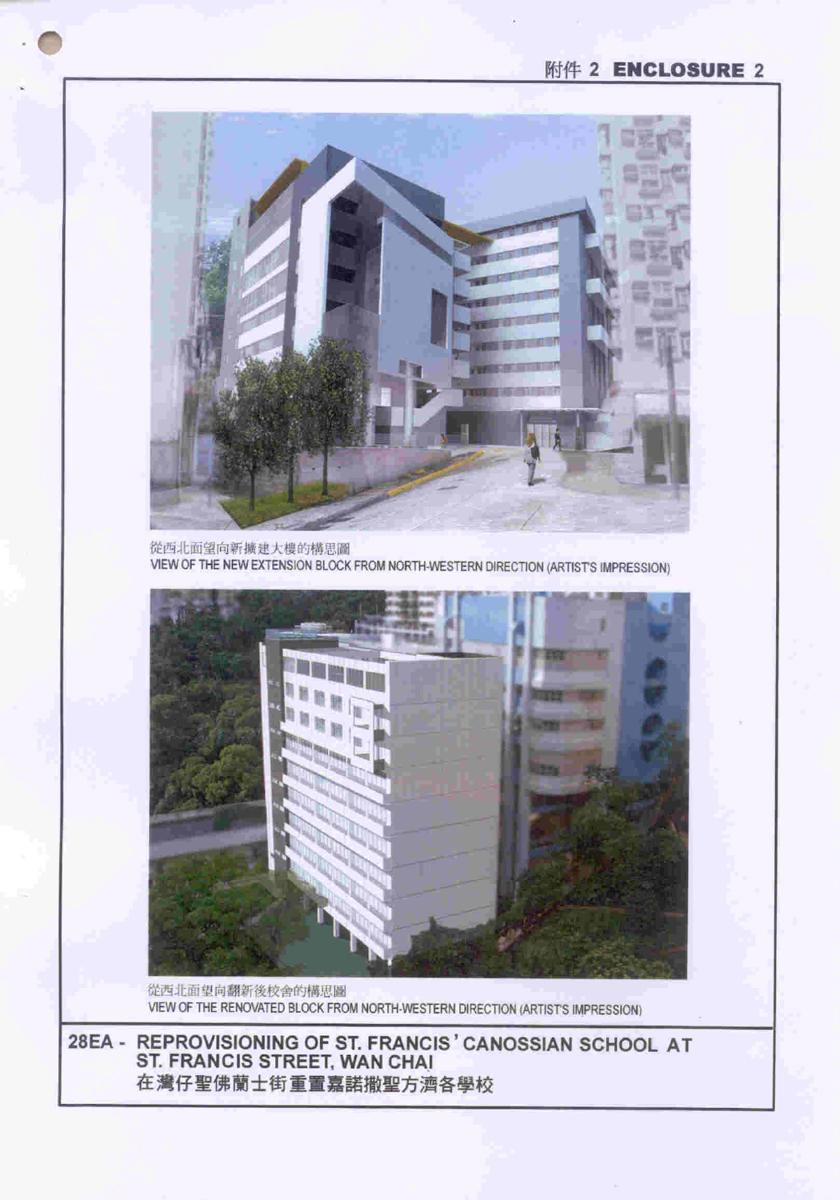附件 2 ENCLOSURE 2

從西北面望向新擴建大樓的構思圖
VIEW OF THE NEW EXTENSION BLOCK FROM NORTH-WESTERN DIRECTION (ARTIST'S IMPRESSION)

從西北面望向翻新後校舍的構思圖
VIEW OF THE RENOVATED BLOCK FROM NORTH-WESTERN DIRECTION (ARTIST'S IMPRESSION)

**28EA - REPROVISIONING OF ST. FRANCIS' CANOSSIAN SCHOOL AT ST. FRANCIS STREET, WAN CHAI**
**在灣仔聖佛蘭士街重置嘉諾撒聖方濟各學校**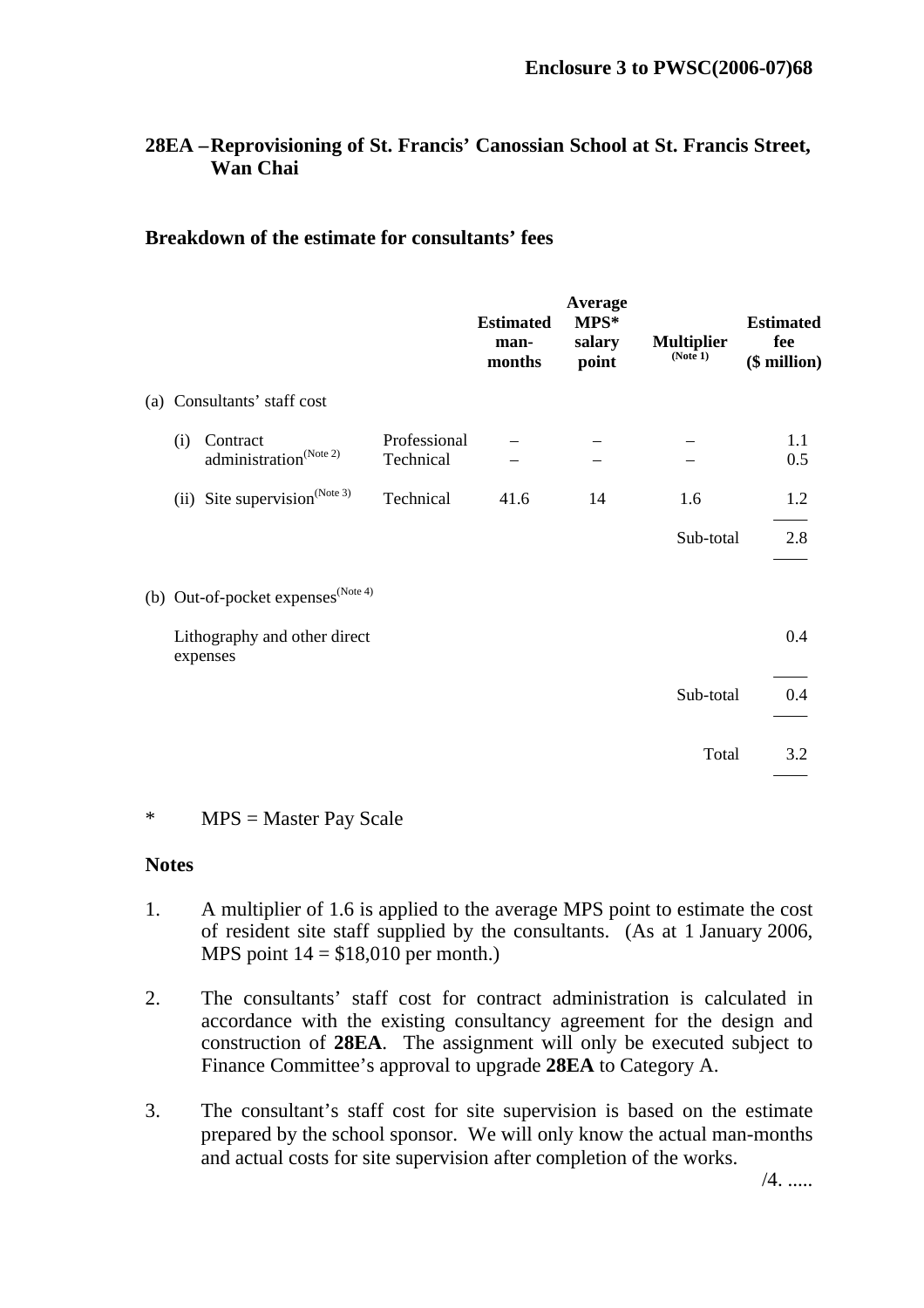**Enclosure 3 to PWSC(2006-07)68**

## 28EA – Reprovisioning of St. Francis' Canossian School at St. Francis Street, Wan Chai

### Breakdown of the estimate for consultants' fees

| | | Estimated man-months | Average MPS* salary point | Multiplier (Note 1) | Estimated fee ($ million) |
|---|---|---|---|---|---|
| (a) Consultants' staff cost | | | | | |
| (i) Contract administration (Note 2) | Professional | – | – | – | 1.1 |
| | Technical | – | – | – | 0.5 |
| (ii) Site supervision (Note 3) | Technical | 41.6 | 14 | 1.6 | 1.2 |
| | | | | Sub-total | 2.8 |
| (b) Out-of-pocket expenses (Note 4) | | | | | |
| Lithography and other direct expenses | | | | | 0.4 |
| | | | | Sub-total | 0.4 |
| | | | | Total | 3.2 |

\* MPS = Master Pay Scale

**Notes**

1. A multiplier of 1.6 is applied to the average MPS point to estimate the cost of resident site staff supplied by the consultants. (As at 1 January 2006, MPS point 14 = $18,010 per month.)

2. The consultants' staff cost for contract administration is calculated in accordance with the existing consultancy agreement for the design and construction of **28EA**. The assignment will only be executed subject to Finance Committee's approval to upgrade **28EA** to Category A.

3. The consultant's staff cost for site supervision is based on the estimate prepared by the school sponsor. We will only know the actual man-months and actual costs for site supervision after completion of the works.

/4. .....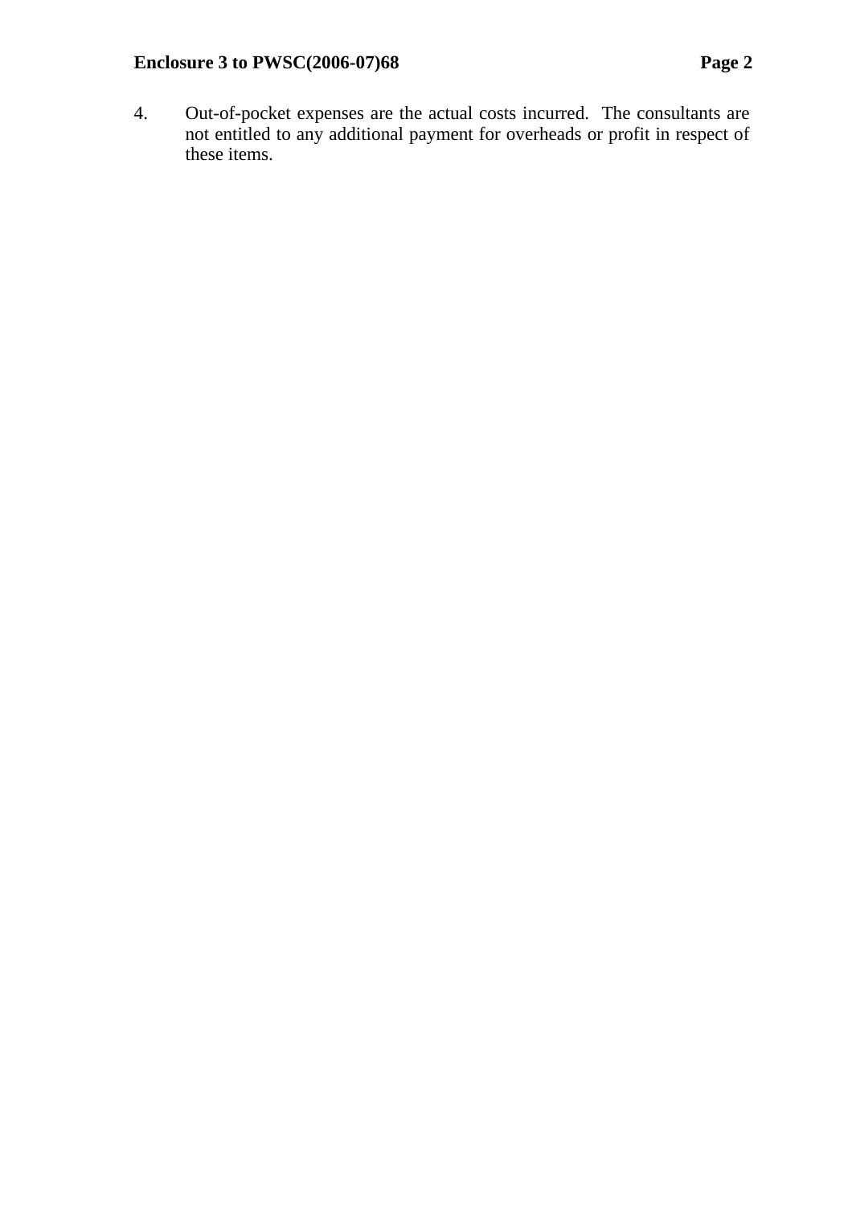4. Out-of-pocket expenses are the actual costs incurred. The consultants are not entitled to any additional payment for overheads or profit in respect of these items.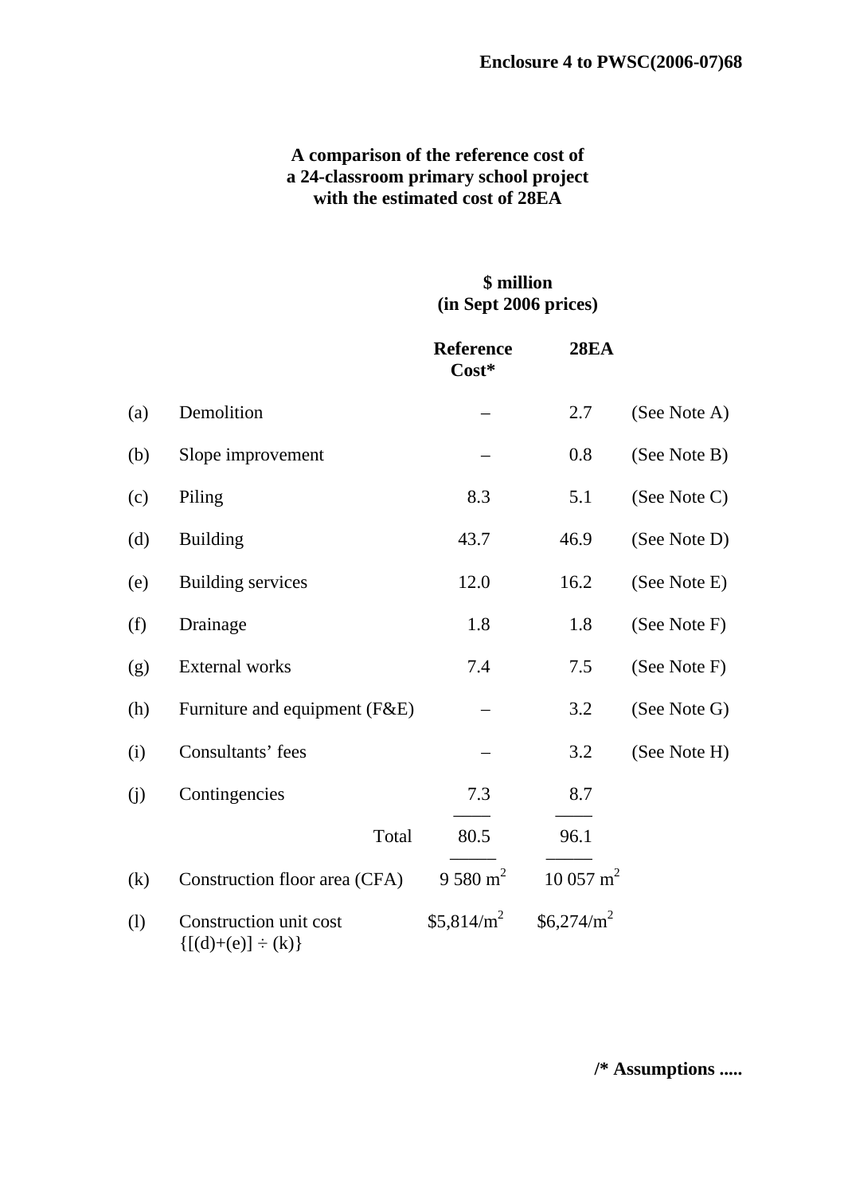**Enclosure 4 to PWSC(2006-07)68**

**A comparison of the reference cost of a 24-classroom primary school project with the estimated cost of 28EA**

|  |  | **Reference Cost*** | **28EA** |  |
|---|---|---|---|---|
|  |  | **$ million (in Sept 2006 prices)** |  |  |
| (a) | Demolition | – | 2.7 | (See Note A) |
| (b) | Slope improvement | – | 0.8 | (See Note B) |
| (c) | Piling | 8.3 | 5.1 | (See Note C) |
| (d) | Building | 43.7 | 46.9 | (See Note D) |
| (e) | Building services | 12.0 | 16.2 | (See Note E) |
| (f) | Drainage | 1.8 | 1.8 | (See Note F) |
| (g) | External works | 7.4 | 7.5 | (See Note F) |
| (h) | Furniture and equipment (F&E) | – | 3.2 | (See Note G) |
| (i) | Consultants' fees | – | 3.2 | (See Note H) |
| (j) | Contingencies | 7.3 | 8.7 |  |
|  | Total | 80.5 | 96.1 |  |
| (k) | Construction floor area (CFA) | 9 580 $m^2$ | 10 057 $m^2$ |  |
| (l) | Construction unit cost {[(d)+(e)] ÷ (k)} | $5,814/$m^2$ | $6,274/$m^2$ |  |

**/* Assumptions .....**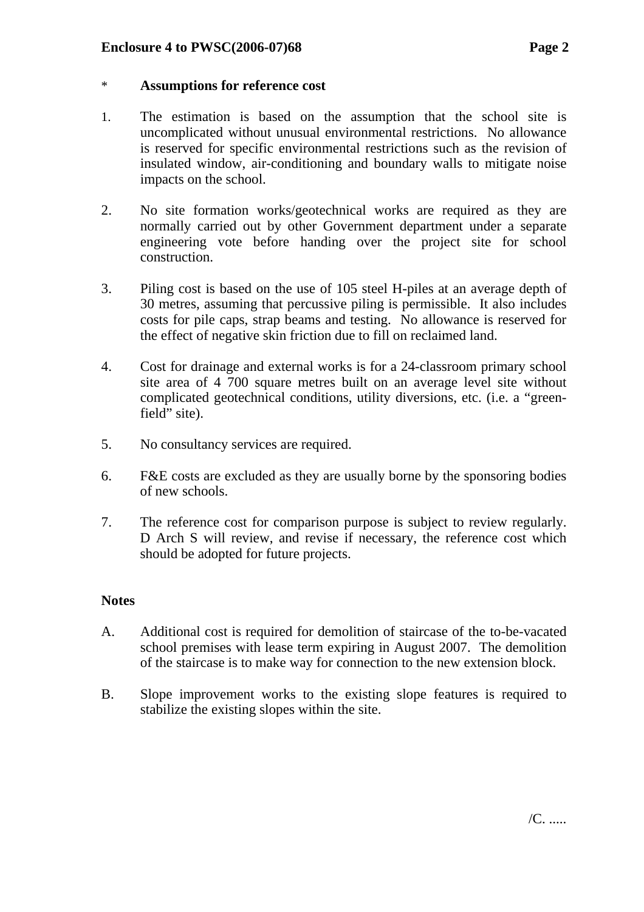\* **Assumptions for reference cost**

1. The estimation is based on the assumption that the school site is uncomplicated without unusual environmental restrictions. No allowance is reserved for specific environmental restrictions such as the revision of insulated window, air-conditioning and boundary walls to mitigate noise impacts on the school.

2. No site formation works/geotechnical works are required as they are normally carried out by other Government department under a separate engineering vote before handing over the project site for school construction.

3. Piling cost is based on the use of 105 steel H-piles at an average depth of 30 metres, assuming that percussive piling is permissible. It also includes costs for pile caps, strap beams and testing. No allowance is reserved for the effect of negative skin friction due to fill on reclaimed land.

4. Cost for drainage and external works is for a 24-classroom primary school site area of 4 700 square metres built on an average level site without complicated geotechnical conditions, utility diversions, etc. (i.e. a "green-field" site).

5. No consultancy services are required.

6. F&E costs are excluded as they are usually borne by the sponsoring bodies of new schools.

7. The reference cost for comparison purpose is subject to review regularly. D Arch S will review, and revise if necessary, the reference cost which should be adopted for future projects.

**Notes**

A. Additional cost is required for demolition of staircase of the to-be-vacated school premises with lease term expiring in August 2007. The demolition of the staircase is to make way for connection to the new extension block.

B. Slope improvement works to the existing slope features is required to stabilize the existing slopes within the site.

/C. .....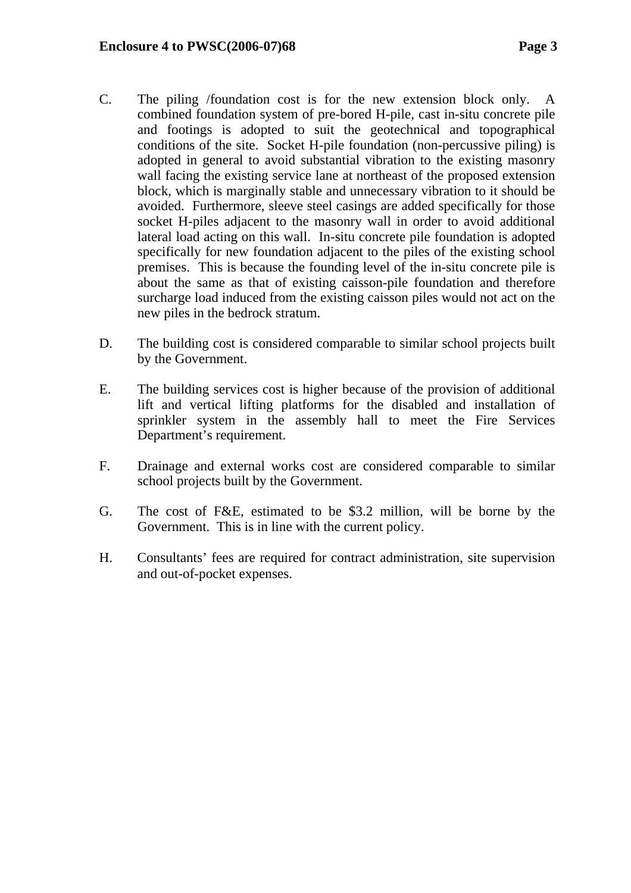C. The piling /foundation cost is for the new extension block only. A combined foundation system of pre-bored H-pile, cast in-situ concrete pile and footings is adopted to suit the geotechnical and topographical conditions of the site. Socket H-pile foundation (non-percussive piling) is adopted in general to avoid substantial vibration to the existing masonry wall facing the existing service lane at northeast of the proposed extension block, which is marginally stable and unnecessary vibration to it should be avoided. Furthermore, sleeve steel casings are added specifically for those socket H-piles adjacent to the masonry wall in order to avoid additional lateral load acting on this wall. In-situ concrete pile foundation is adopted specifically for new foundation adjacent to the piles of the existing school premises. This is because the founding level of the in-situ concrete pile is about the same as that of existing caisson-pile foundation and therefore surcharge load induced from the existing caisson piles would not act on the new piles in the bedrock stratum.

D. The building cost is considered comparable to similar school projects built by the Government.

E. The building services cost is higher because of the provision of additional lift and vertical lifting platforms for the disabled and installation of sprinkler system in the assembly hall to meet the Fire Services Department's requirement.

F. Drainage and external works cost are considered comparable to similar school projects built by the Government.

G. The cost of F&E, estimated to be $3.2 million, will be borne by the Government. This is in line with the current policy.

H. Consultants' fees are required for contract administration, site supervision and out-of-pocket expenses.